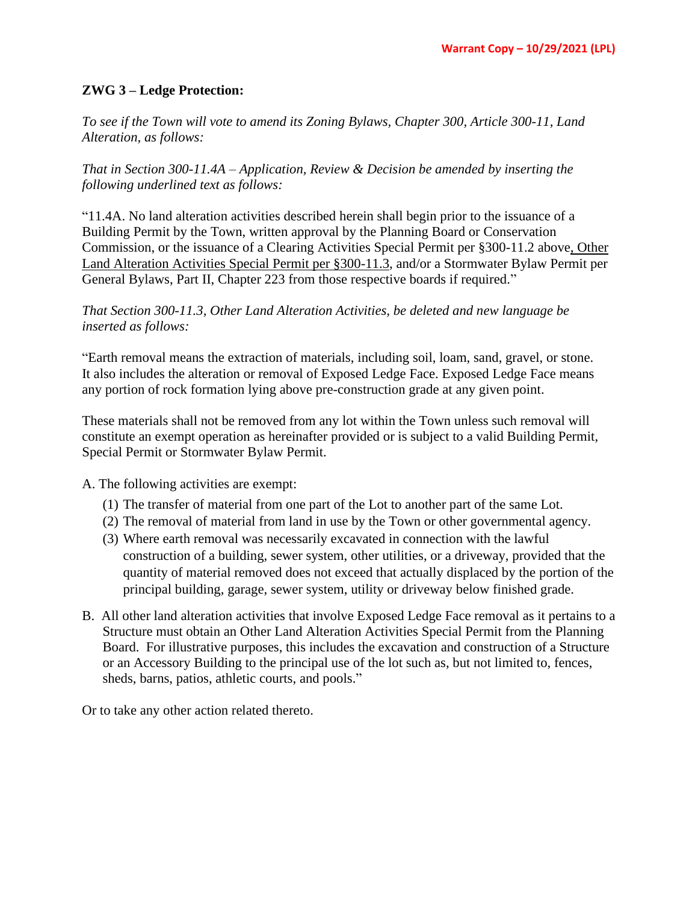Warrant Copy – 10/29/2021 (LPL)

## ZWG 3 – Ledge Protection:

*To see if the Town will vote to amend its Zoning Bylaws, Chapter 300, Article 300-11, Land Alteration, as follows:*

*That in Section 300-11.4A – Application, Review & Decision be amended by inserting the following underlined text as follows:*

"11.4A. No land alteration activities described herein shall begin prior to the issuance of a Building Permit by the Town, written approval by the Planning Board or Conservation Commission, or the issuance of a Clearing Activities Special Permit per §300-11.2 above<u>, Other Land Alteration Activities Special Permit per §300-11.3</u>, and/or a Stormwater Bylaw Permit per General Bylaws, Part II, Chapter 223 from those respective boards if required."

*That Section 300-11.3, Other Land Alteration Activities, be deleted and new language be inserted as follows:*

"Earth removal means the extraction of materials, including soil, loam, sand, gravel, or stone. It also includes the alteration or removal of Exposed Ledge Face. Exposed Ledge Face means any portion of rock formation lying above pre-construction grade at any given point.

These materials shall not be removed from any lot within the Town unless such removal will constitute an exempt operation as hereinafter provided or is subject to a valid Building Permit, Special Permit or Stormwater Bylaw Permit.

A. The following activities are exempt:

(1) The transfer of material from one part of the Lot to another part of the same Lot.
(2) The removal of material from land in use by the Town or other governmental agency.
(3) Where earth removal was necessarily excavated in connection with the lawful construction of a building, sewer system, other utilities, or a driveway, provided that the quantity of material removed does not exceed that actually displaced by the portion of the principal building, garage, sewer system, utility or driveway below finished grade.

B. All other land alteration activities that involve Exposed Ledge Face removal as it pertains to a Structure must obtain an Other Land Alteration Activities Special Permit from the Planning Board. For illustrative purposes, this includes the excavation and construction of a Structure or an Accessory Building to the principal use of the lot such as, but not limited to, fences, sheds, barns, patios, athletic courts, and pools."

Or to take any other action related thereto.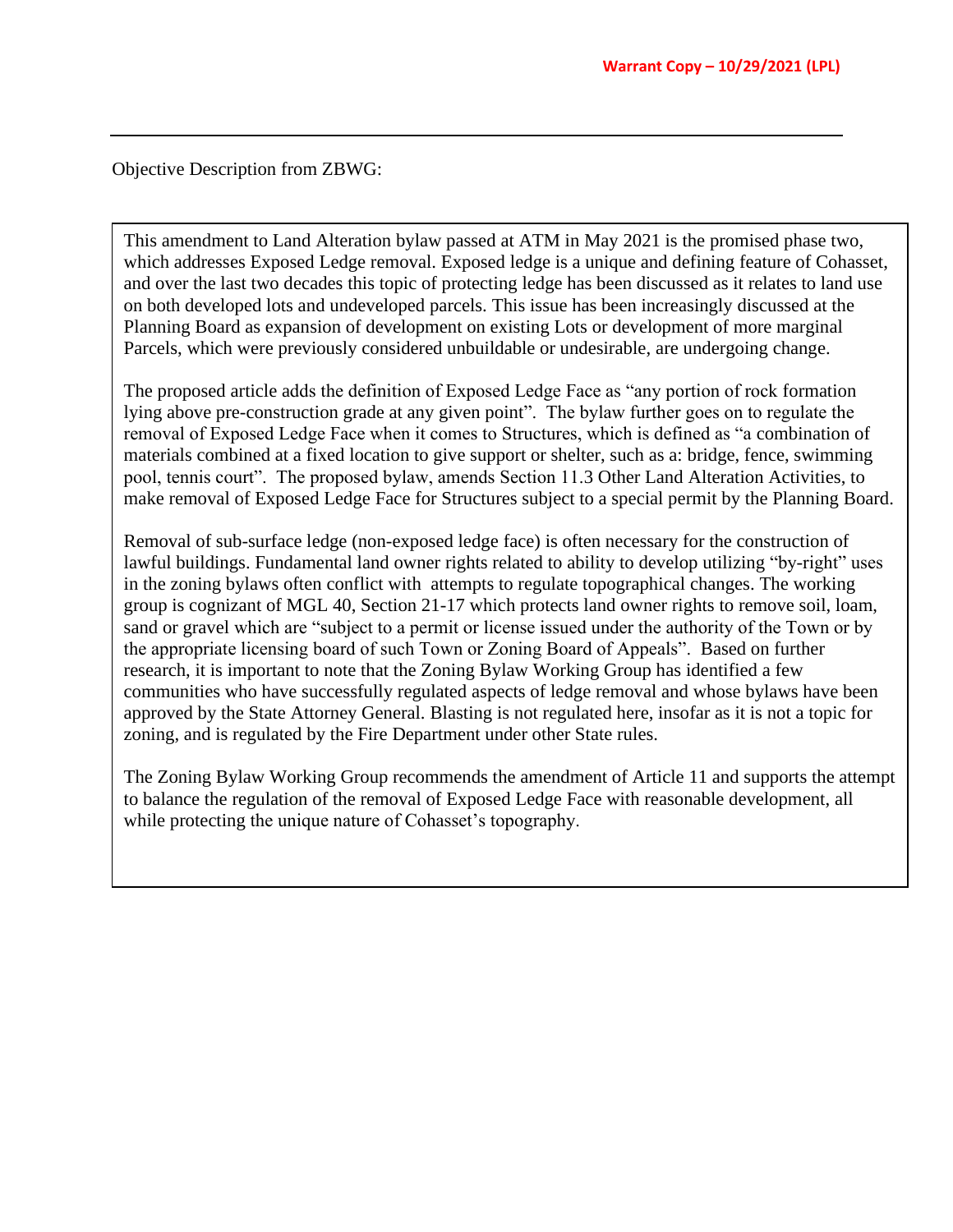Objective Description from ZBWG:

This amendment to Land Alteration bylaw passed at ATM in May 2021 is the promised phase two, which addresses Exposed Ledge removal. Exposed ledge is a unique and defining feature of Cohasset, and over the last two decades this topic of protecting ledge has been discussed as it relates to land use on both developed lots and undeveloped parcels. This issue has been increasingly discussed at the Planning Board as expansion of development on existing Lots or development of more marginal Parcels, which were previously considered unbuildable or undesirable, are undergoing change.

The proposed article adds the definition of Exposed Ledge Face as "any portion of rock formation lying above pre-construction grade at any given point". The bylaw further goes on to regulate the removal of Exposed Ledge Face when it comes to Structures, which is defined as "a combination of materials combined at a fixed location to give support or shelter, such as a: bridge, fence, swimming pool, tennis court". The proposed bylaw, amends Section 11.3 Other Land Alteration Activities, to make removal of Exposed Ledge Face for Structures subject to a special permit by the Planning Board.

Removal of sub-surface ledge (non-exposed ledge face) is often necessary for the construction of lawful buildings. Fundamental land owner rights related to ability to develop utilizing "by-right" uses in the zoning bylaws often conflict with attempts to regulate topographical changes. The working group is cognizant of MGL 40, Section 21-17 which protects land owner rights to remove soil, loam, sand or gravel which are "subject to a permit or license issued under the authority of the Town or by the appropriate licensing board of such Town or Zoning Board of Appeals". Based on further research, it is important to note that the Zoning Bylaw Working Group has identified a few communities who have successfully regulated aspects of ledge removal and whose bylaws have been approved by the State Attorney General. Blasting is not regulated here, insofar as it is not a topic for zoning, and is regulated by the Fire Department under other State rules.

The Zoning Bylaw Working Group recommends the amendment of Article 11 and supports the attempt to balance the regulation of the removal of Exposed Ledge Face with reasonable development, all while protecting the unique nature of Cohasset's topography.